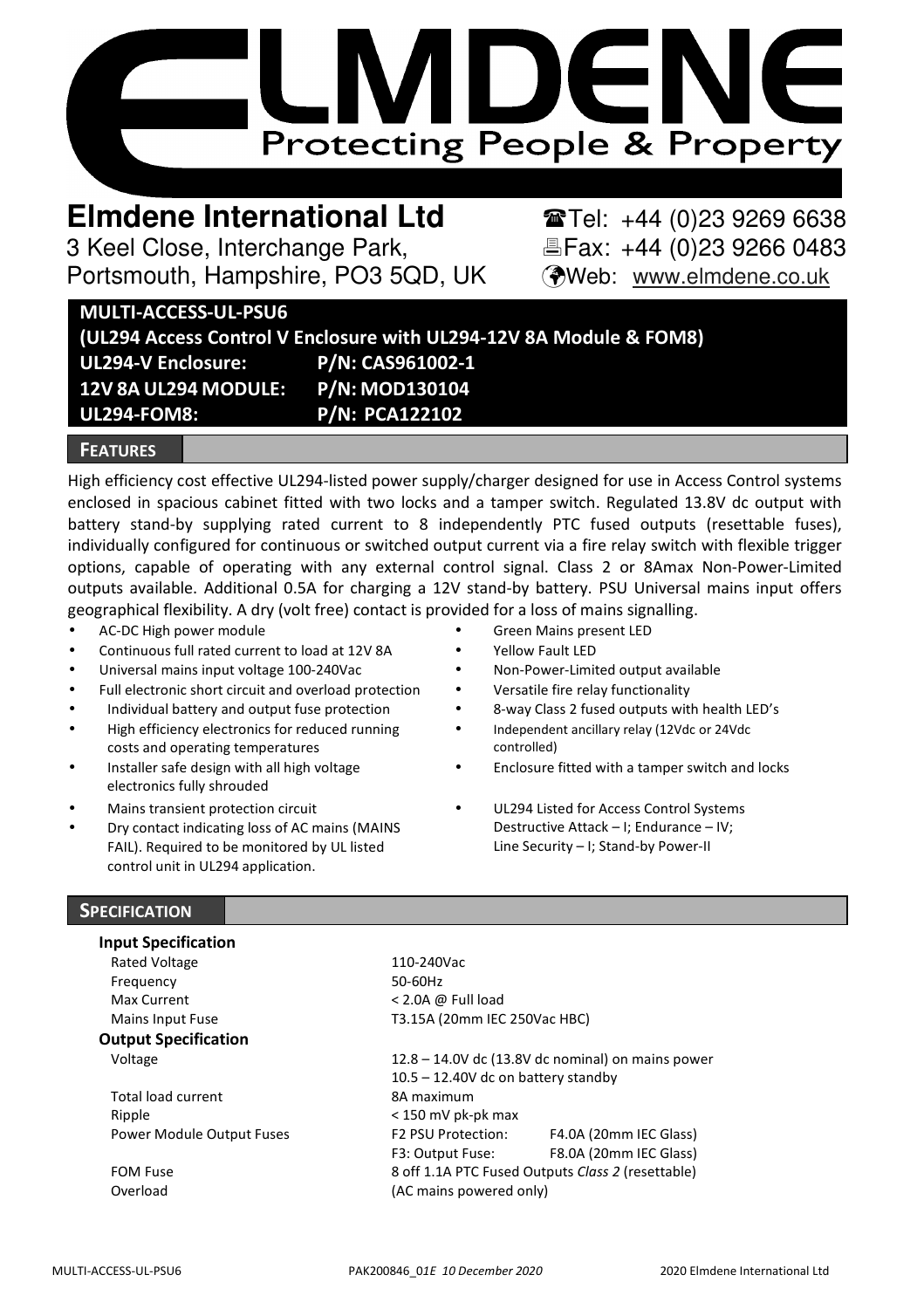# ELMDENE

Protecting People & Property

**Elmdene International Ltd**
3 Keel Close, Interchange Park,
Portsmouth, Hampshire, PO3 5QD, UK

Tel: +44 (0)23 9269 6638
Fax: +44 (0)23 9266 0483
Web: www.elmdene.co.uk

**MULTI-ACCESS-UL-PSU6**
**(UL294 Access Control V Enclosure with UL294-12V 8A Module & FOM8)**

| | |
|---|---|
| **UL294-V Enclosure:** | **P/N: CAS961002-1** |
| **12V 8A UL294 MODULE:** | **P/N: MOD130104** |
| **UL294-FOM8:** | **P/N: PCA122102** |

## FEATURES

High efficiency cost effective UL294-listed power supply/charger designed for use in Access Control systems enclosed in spacious cabinet fitted with two locks and a tamper switch. Regulated 13.8V dc output with battery stand-by supplying rated current to 8 independently PTC fused outputs (resettable fuses), individually configured for continuous or switched output current via a fire relay switch with flexible trigger options, capable of operating with any external control signal. Class 2 or 8Amax Non-Power-Limited outputs available. Additional 0.5A for charging a 12V stand-by battery. PSU Universal mains input offers geographical flexibility. A dry (volt free) contact is provided for a loss of mains signalling.

- AC-DC High power module
- Continuous full rated current to load at 12V 8A
- Universal mains input voltage 100-240Vac
- Full electronic short circuit and overload protection
- Individual battery and output fuse protection
- High efficiency electronics for reduced running costs and operating temperatures
- Installer safe design with all high voltage electronics fully shrouded
- Mains transient protection circuit
- Dry contact indicating loss of AC mains (MAINS FAIL). Required to be monitored by UL listed control unit in UL294 application.
- Green Mains present LED
- Yellow Fault LED
- Non-Power-Limited output available
- Versatile fire relay functionality
- 8-way Class 2 fused outputs with health LED's
- Independent ancillary relay (12Vdc or 24Vdc controlled)
- Enclosure fitted with a tamper switch and locks
- UL294 Listed for Access Control Systems Destructive Attack – I; Endurance – IV; Line Security – I; Stand-by Power-II

## SPECIFICATION

**Input Specification**

| | | |
|---|---|---|
| Rated Voltage | 110-240Vac | |
| Frequency | 50-60Hz | |
| Max Current | < 2.0A @ Full load | |
| Mains Input Fuse | T3.15A (20mm IEC 250Vac HBC) | |

**Output Specification**

| | | |
|---|---|---|
| Voltage | 12.8 – 14.0V dc (13.8V dc nominal) on mains power | |
| | 10.5 – 12.40V dc on battery standby | |
| Total load current | 8A maximum | |
| Ripple | < 150 mV pk-pk max | |
| Power Module Output Fuses | F2 PSU Protection: | F4.0A (20mm IEC Glass) |
| | F3: Output Fuse: | F8.0A (20mm IEC Glass) |
| FOM Fuse | 8 off 1.1A PTC Fused Outputs *Class 2* (resettable) | |
| Overload | (AC mains powered only) | |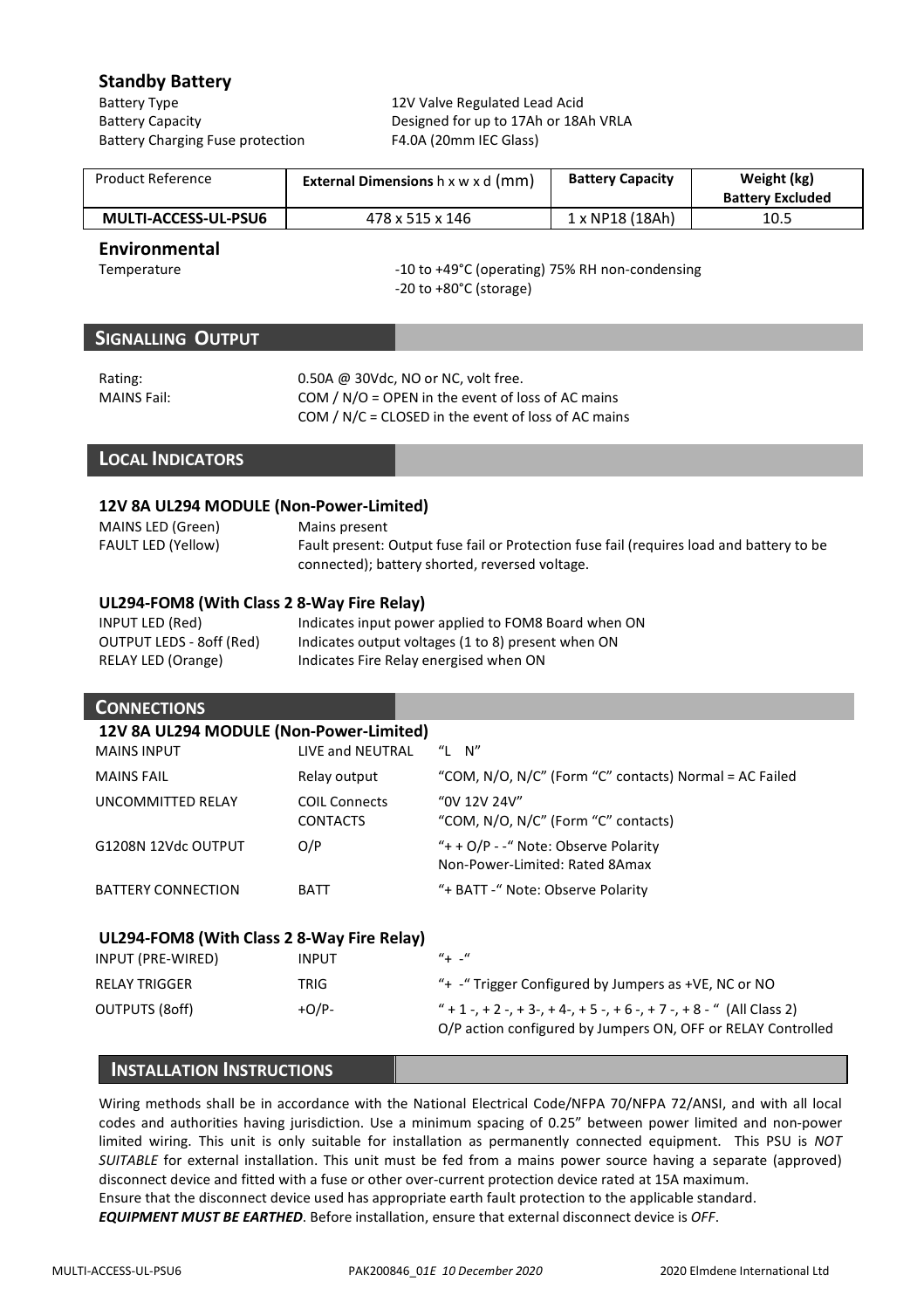## Standby Battery

| | |
|---|---|
| Battery Type | 12V Valve Regulated Lead Acid |
| Battery Capacity | Designed for up to 17Ah or 18Ah VRLA |
| Battery Charging Fuse protection | F4.0A (20mm IEC Glass) |

| Product Reference | **External Dimensions** h x w x d (mm) | **Battery Capacity** | **Weight (kg) Battery Excluded** |
|---|---|---|---|
| **MULTI-ACCESS-UL-PSU6** | 478 x 515 x 146 | 1 x NP18 (18Ah) | 10.5 |

## Environmental

| | |
|---|---|
| Temperature | -10 to +49°C (operating) 75% RH non-condensing<br>-20 to +80°C (storage) |

## SIGNALLING OUTPUT

| | |
|---|---|
| Rating: | 0.50A @ 30Vdc, NO or NC, volt free. |
| MAINS Fail: | COM / N/O = OPEN in the event of loss of AC mains<br>COM / N/C = CLOSED in the event of loss of AC mains |

## LOCAL INDICATORS

### 12V 8A UL294 MODULE (Non-Power-Limited)

| | |
|---|---|
| MAINS LED (Green) | Mains present |
| FAULT LED (Yellow) | Fault present: Output fuse fail or Protection fuse fail (requires load and battery to be connected); battery shorted, reversed voltage. |

### UL294-FOM8 (With Class 2 8-Way Fire Relay)

| | |
|---|---|
| INPUT LED (Red) | Indicates input power applied to FOM8 Board when ON |
| OUTPUT LEDS - 8off (Red) | Indicates output voltages (1 to 8) present when ON |
| RELAY LED (Orange) | Indicates Fire Relay energised when ON |

## CONNECTIONS

### 12V 8A UL294 MODULE (Non-Power-Limited)

| | | |
|---|---|---|
| MAINS INPUT | LIVE and NEUTRAL | "L N" |
| MAINS FAIL | Relay output | "COM, N/O, N/C" (Form "C" contacts) Normal = AC Failed |
| UNCOMMITTED RELAY | COIL Connects<br>CONTACTS | "0V 12V 24V"<br>"COM, N/O, N/C" (Form "C" contacts) |
| G1208N 12Vdc OUTPUT | O/P | "+ + O/P - -" Note: Observe Polarity<br>Non-Power-Limited: Rated 8Amax |
| BATTERY CONNECTION | BATT | "+ BATT -" Note: Observe Polarity |

### UL294-FOM8 (With Class 2 8-Way Fire Relay)

| | | |
|---|---|---|
| INPUT (PRE-WIRED) | INPUT | "+ -" |
| RELAY TRIGGER | TRIG | "+ -" Trigger Configured by Jumpers as +VE, NC or NO |
| OUTPUTS (8off) | +O/P- | " + 1 -, + 2 -, + 3-, + 4-, + 5 -, + 6 -, + 7 -, + 8 - " (All Class 2)<br>O/P action configured by Jumpers ON, OFF or RELAY Controlled |

## INSTALLATION INSTRUCTIONS

Wiring methods shall be in accordance with the National Electrical Code/NFPA 70/NFPA 72/ANSI, and with all local codes and authorities having jurisdiction. Use a minimum spacing of 0.25" between power limited and non-power limited wiring. This unit is only suitable for installation as permanently connected equipment. This PSU is *NOT SUITABLE* for external installation. This unit must be fed from a mains power source having a separate (approved) disconnect device and fitted with a fuse or other over-current protection device rated at 15A maximum.
Ensure that the disconnect device used has appropriate earth fault protection to the applicable standard.
***EQUIPMENT MUST BE EARTHED***. Before installation, ensure that external disconnect device is *OFF*.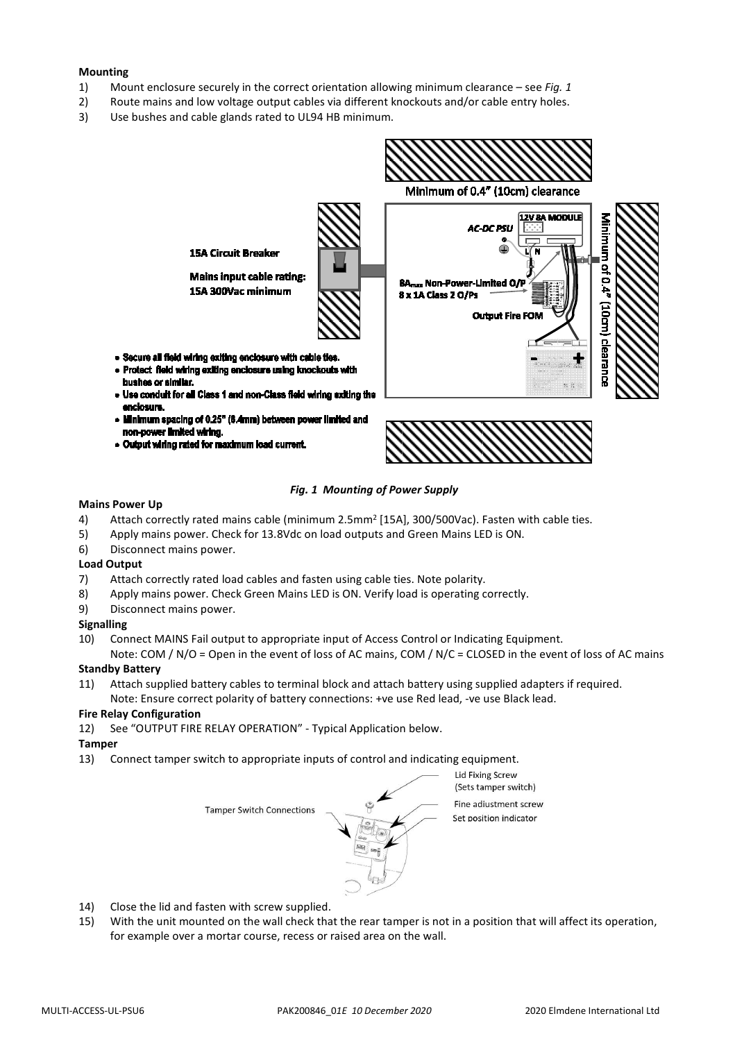**Mounting**

1) Mount enclosure securely in the correct orientation allowing minimum clearance – see *Fig. 1*
2) Route mains and low voltage output cables via different knockouts and/or cable entry holes.
3) Use bushes and cable glands rated to UL94 HB minimum.

Minimum of 0.4" (10cm) clearance

15A Circuit Breaker

Mains input cable rating: 15A 300Vac minimum

12V 8A MODULE

AC-DC PSU

L N

$8A_{max}$ Non-Power-Limited O/P

8 x 1A Class 2 O/Ps

Output Fire FOM

Minimum of 0.4" (10cm) clearance

- Secure all field wiring exiting enclosure with cable ties.
- Protect field wiring exiting enclosure using knockouts with bushes or similar.
- Use conduit for all Class 1 and non-Class field wiring exiting the enclosure.
- Minimum spacing of 0.25" (6.4mm) between power limited and non-power limited wiring.
- Output wiring rated for maximum load current.

*Fig. 1 Mounting of Power Supply*

**Mains Power Up**

4) Attach correctly rated mains cable (minimum 2.5mm² [15A], 300/500Vac). Fasten with cable ties.
5) Apply mains power. Check for 13.8Vdc on load outputs and Green Mains LED is ON.
6) Disconnect mains power.

**Load Output**

7) Attach correctly rated load cables and fasten using cable ties. Note polarity.
8) Apply mains power. Check Green Mains LED is ON. Verify load is operating correctly.
9) Disconnect mains power.

**Signalling**

10) Connect MAINS Fail output to appropriate input of Access Control or Indicating Equipment.
    Note: COM / N/O = Open in the event of loss of AC mains, COM / N/C = CLOSED in the event of loss of AC mains

**Standby Battery**

11) Attach supplied battery cables to terminal block and attach battery using supplied adapters if required.
    Note: Ensure correct polarity of battery connections: +ve use Red lead, -ve use Black lead.

**Fire Relay Configuration**

12) See "OUTPUT FIRE RELAY OPERATION" - Typical Application below.

**Tamper**

13) Connect tamper switch to appropriate inputs of control and indicating equipment.

Tamper Switch Connections

Lid Fixing Screw (Sets tamper switch)

Fine adjustment screw

Set position indicator

14) Close the lid and fasten with screw supplied.
15) With the unit mounted on the wall check that the rear tamper is not in a position that will affect its operation, for example over a mortar course, recess or raised area on the wall.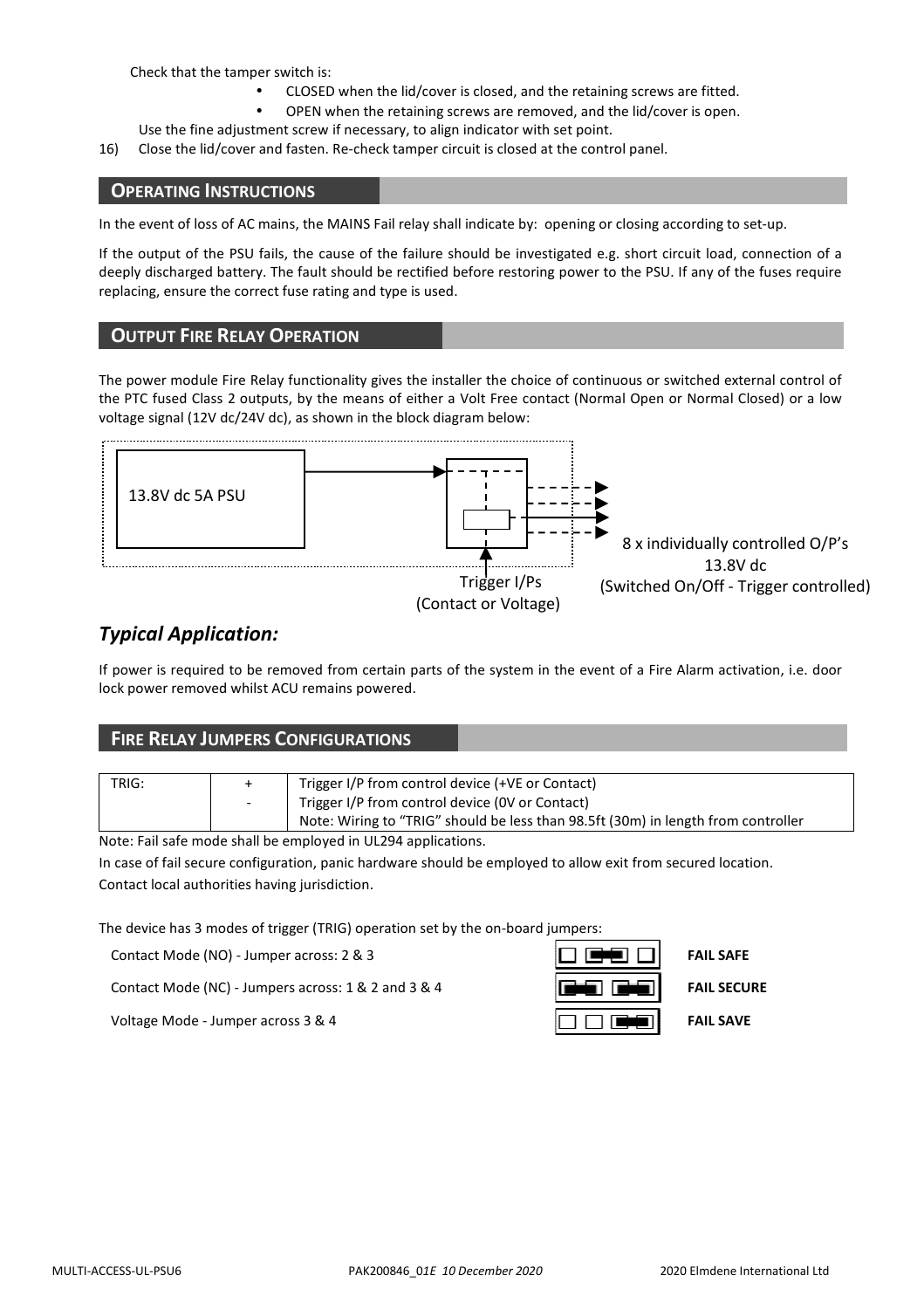Check that the tamper switch is:

- CLOSED when the lid/cover is closed, and the retaining screws are fitted.
- OPEN when the retaining screws are removed, and the lid/cover is open.

Use the fine adjustment screw if necessary, to align indicator with set point.

16) Close the lid/cover and fasten. Re-check tamper circuit is closed at the control panel.

## OPERATING INSTRUCTIONS

In the event of loss of AC mains, the MAINS Fail relay shall indicate by: opening or closing according to set-up.

If the output of the PSU fails, the cause of the failure should be investigated e.g. short circuit load, connection of a deeply discharged battery. The fault should be rectified before restoring power to the PSU. If any of the fuses require replacing, ensure the correct fuse rating and type is used.

## OUTPUT FIRE RELAY OPERATION

The power module Fire Relay functionality gives the installer the choice of continuous or switched external control of the PTC fused Class 2 outputs, by the means of either a Volt Free contact (Normal Open or Normal Closed) or a low voltage signal (12V dc/24V dc), as shown in the block diagram below:

13.8V dc 5A PSU

Trigger I/Ps
(Contact or Voltage)

8 x individually controlled O/P's
13.8V dc
(Switched On/Off - Trigger controlled)

### *Typical Application:*

If power is required to be removed from certain parts of the system in the event of a Fire Alarm activation, i.e. door lock power removed whilst ACU remains powered.

## FIRE RELAY JUMPERS CONFIGURATIONS

| TRIG: | + | Trigger I/P from control device (+VE or Contact) |
|---|---|---|
| | - | Trigger I/P from control device (0V or Contact) |
| | | Note: Wiring to "TRIG" should be less than 98.5ft (30m) in length from controller |

Note: Fail safe mode shall be employed in UL294 applications.

In case of fail secure configuration, panic hardware should be employed to allow exit from secured location.

Contact local authorities having jurisdiction.

The device has 3 modes of trigger (TRIG) operation set by the on-board jumpers:

| Mode | |
|---|---|
| Contact Mode (NO) - Jumper across: 2 & 3 | **FAIL SAFE** |
| Contact Mode (NC) - Jumpers across: 1 & 2 and 3 & 4 | **FAIL SECURE** |
| Voltage Mode - Jumper across 3 & 4 | **FAIL SAVE** |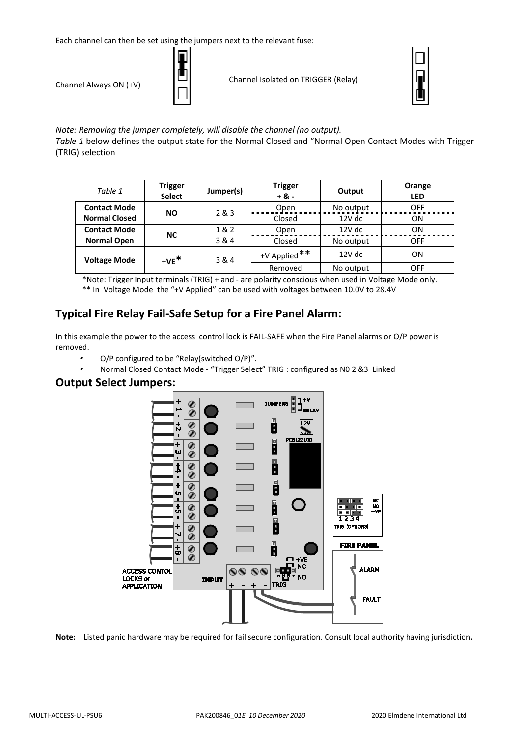Each channel can then be set using the jumpers next to the relevant fuse:

Channel Always ON (+V)

Channel Isolated on TRIGGER (Relay)

*Note: Removing the jumper completely, will disable the channel (no output).*

*Table 1* below defines the output state for the Normal Closed and "Normal Open Contact Modes with Trigger (TRIG) selection

| *Table 1* | Trigger Select | Jumper(s) | Trigger + & - | Output | Orange LED |
|---|---|---|---|---|---|
| **Contact Mode Normal Closed** | **NO** | 2 & 3 | Open | No output | OFF |
| | | | Closed | 12V dc | ON |
| **Contact Mode Normal Open** | **NC** | 1 & 2 | Open | 12V dc | ON |
| | | 3 & 4 | Closed | No output | OFF |
| **Voltage Mode** | **+VE*** | 3 & 4 | +V Applied** | 12V dc | ON |
| | | | Removed | No output | OFF |

*Note: Trigger Input terminals (TRIG) + and - are polarity conscious when used in Voltage Mode only.

** In Voltage Mode the "+V Applied" can be used with voltages between 10.0V to 28.4V

## Typical Fire Relay Fail-Safe Setup for a Fire Panel Alarm:

In this example the power to the access control lock is FAIL-SAFE when the Fire Panel alarms or O/P power is removed.

- O/P configured to be "Relay(switched O/P)".
- Normal Closed Contact Mode - "Trigger Select" TRIG : configured as N0 2 &3 Linked

## Output Select Jumpers:

JUMPERS +V RELAY

12V

PCB122100

NC NO +VE 1 2 3 4 TRIG (OPTIONS)

FIRE PANEL

ALARM

FAULT

ACCESS CONTOL LOCKS or APPLICATION

INPUT

+VE NC NO TRIG

**Note:** Listed panic hardware may be required for fail secure configuration. Consult local authority having jurisdiction**.**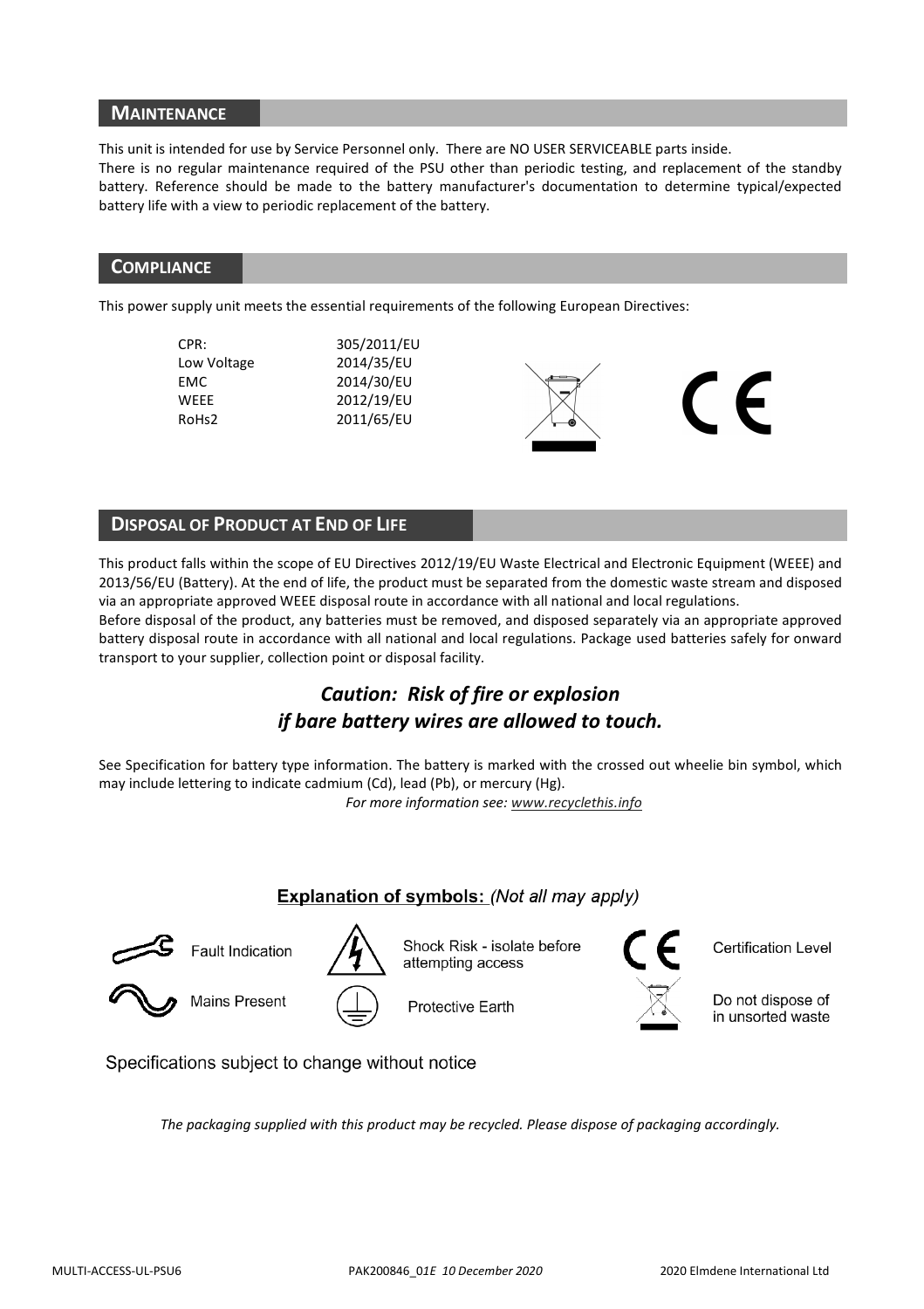## MAINTENANCE

This unit is intended for use by Service Personnel only. There are NO USER SERVICEABLE parts inside.
There is no regular maintenance required of the PSU other than periodic testing, and replacement of the standby battery. Reference should be made to the battery manufacturer's documentation to determine typical/expected battery life with a view to periodic replacement of the battery.

## COMPLIANCE

This power supply unit meets the essential requirements of the following European Directives:

| | |
|---|---|
| CPR: | 305/2011/EU |
| Low Voltage | 2014/35/EU |
| EMC | 2014/30/EU |
| WEEE | 2012/19/EU |
| RoHs2 | 2011/65/EU |

## DISPOSAL OF PRODUCT AT END OF LIFE

This product falls within the scope of EU Directives 2012/19/EU Waste Electrical and Electronic Equipment (WEEE) and 2013/56/EU (Battery). At the end of life, the product must be separated from the domestic waste stream and disposed via an appropriate approved WEEE disposal route in accordance with all national and local regulations.
Before disposal of the product, any batteries must be removed, and disposed separately via an appropriate approved battery disposal route in accordance with all national and local regulations. Package used batteries safely for onward transport to your supplier, collection point or disposal facility.

***Caution: Risk of fire or explosion if bare battery wires are allowed to touch.***

See Specification for battery type information. The battery is marked with the crossed out wheelie bin symbol, which may include lettering to indicate cadmium (Cd), lead (Pb), or mercury (Hg).

*For more information see: www.recyclethis.info*

**Explanation of symbols:** *(Not all may apply)*

- Fault Indication
- Mains Present
- Shock Risk - isolate before attempting access
- Protective Earth
- Certification Level
- Do not dispose of in unsorted waste

Specifications subject to change without notice

*The packaging supplied with this product may be recycled. Please dispose of packaging accordingly.*

MULTI-ACCESS-UL-PSU6 PAK200846_*01E 10 December 2020* 2020 Elmdene International Ltd